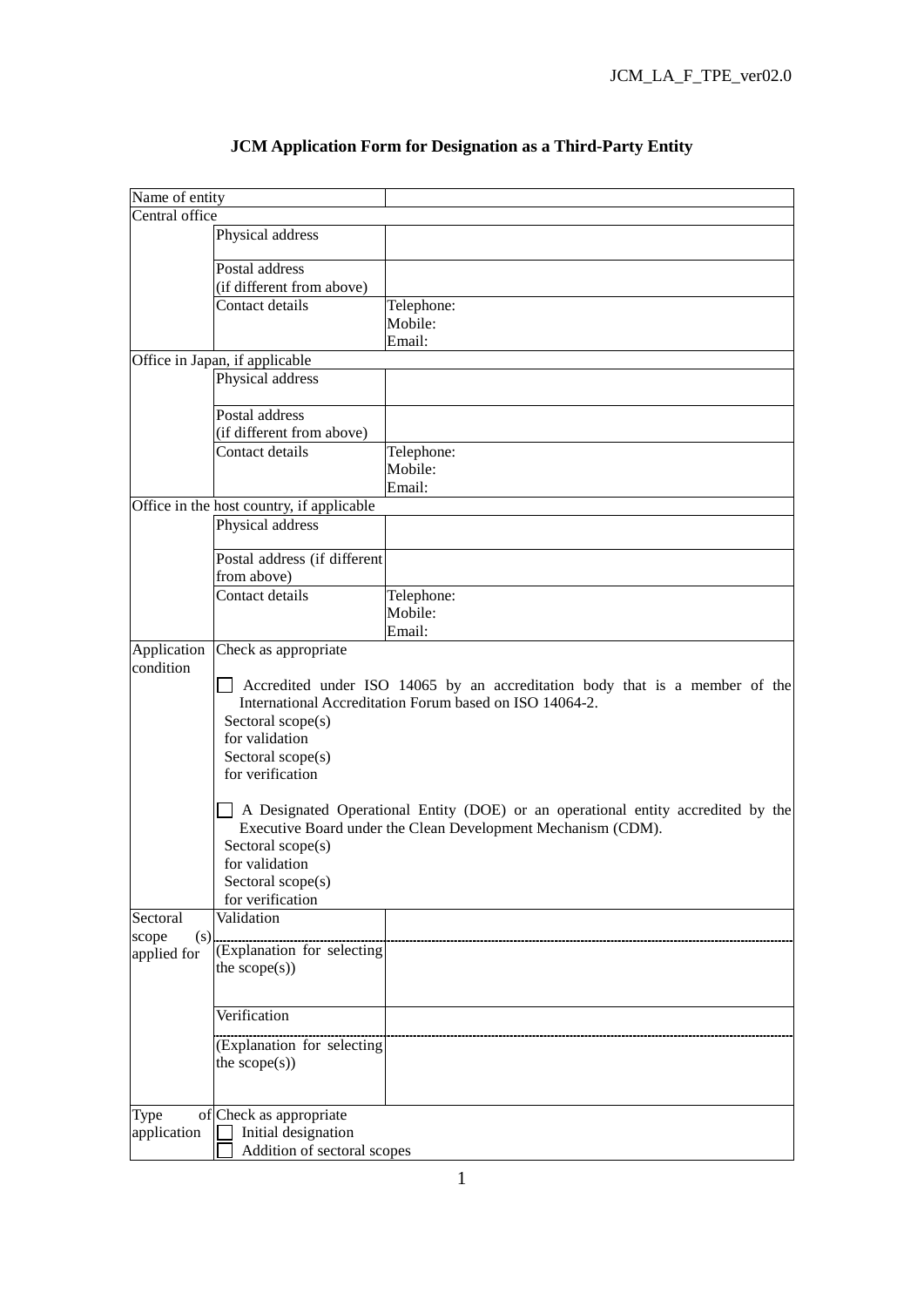# JCM Application Form for Designation as a Third-Party Entity

| Name of entity | | |
|---|---|---|
| Central office | | |
| | Physical address | |
| | Postal address (if different from above) | |
| | Contact details | Telephone:<br>Mobile:<br>Email: |
| Office in Japan, if applicable | | |
| | Physical address | |
| | Postal address (if different from above) | |
| | Contact details | Telephone:<br>Mobile:<br>Email: |
| Office in the host country, if applicable | | |
| | Physical address | |
| | Postal address (if different from above) | |
| | Contact details | Telephone:<br>Mobile:<br>Email: |
| Application condition | Check as appropriate<br><br>☐ Accredited under ISO 14065 by an accreditation body that is a member of the International Accreditation Forum based on ISO 14064-2.<br>Sectoral scope(s) for validation<br>Sectoral scope(s) for verification<br><br>☐ A Designated Operational Entity (DOE) or an operational entity accredited by the Executive Board under the Clean Development Mechanism (CDM).<br>Sectoral scope(s) for validation<br>Sectoral scope(s) for verification | |
| Sectoral scope (s) applied for | Validation | |
| | (Explanation for selecting the scope(s)) | |
| | Verification | |
| | (Explanation for selecting the scope(s)) | |
| Type of application | Check as appropriate<br>☐ Initial designation<br>☐ Addition of sectoral scopes | |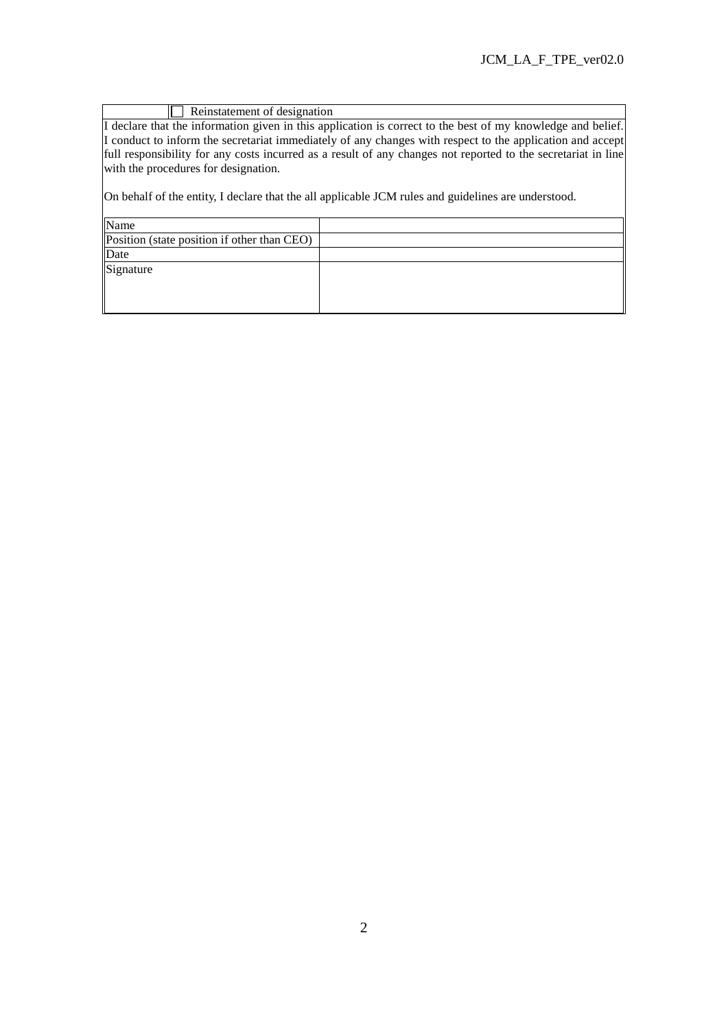| | |
|---|---|
| | ☐ Reinstatement of designation |

I declare that the information given in this application is correct to the best of my knowledge and belief. I conduct to inform the secretariat immediately of any changes with respect to the application and accept full responsibility for any costs incurred as a result of any changes not reported to the secretariat in line with the procedures for designation.

On behalf of the entity, I declare that the all applicable JCM rules and guidelines are understood.

| | |
|---|---|
| Name | |
| Position (state position if other than CEO) | |
| Date | |
| Signature | |